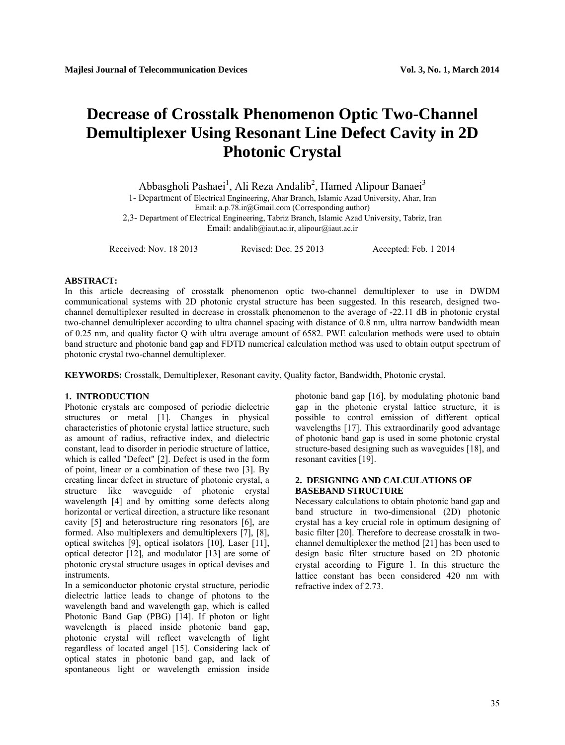# Decrease of Crosstalk Phenomenon Optic Two-Channel Demultiplexer Using Resonant Line Defect Cavity in 2D Photonic Crystal

Abbasgholi Pashaei[1], Ali Reza Andalib[2], Hamed Alipour Banaei[3]

1- Department of Electrical Engineering, Ahar Branch, Islamic Azad University, Ahar, Iran
Email: a.p.78.ir@Gmail.com (Corresponding author)

2,3- Department of Electrical Engineering, Tabriz Branch, Islamic Azad University, Tabriz, Iran
Email: andalib@iaut.ac.ir, alipour@iaut.ac.ir

Received: Nov. 18 2013 Revised: Dec. 25 2013 Accepted: Feb. 1 2014

**ABSTRACT:**
In this article decreasing of crosstalk phenomenon optic two-channel demultiplexer to use in DWDM communicational systems with 2D photonic crystal structure has been suggested. In this research, designed two-channel demultiplexer resulted in decrease in crosstalk phenomenon to the average of -22.11 dB in photonic crystal two-channel demultiplexer according to ultra channel spacing with distance of 0.8 nm, ultra narrow bandwidth mean of 0.25 nm, and quality factor Q with ultra average amount of 6582. PWE calculation methods were used to obtain band structure and photonic band gap and FDTD numerical calculation method was used to obtain output spectrum of photonic crystal two-channel demultiplexer.

**KEYWORDS:** Crosstalk, Demultiplexer, Resonant cavity, Quality factor, Bandwidth, Photonic crystal.

## 1. INTRODUCTION

Photonic crystals are composed of periodic dielectric structures or metal [1]. Changes in physical characteristics of photonic crystal lattice structure, such as amount of radius, refractive index, and dielectric constant, lead to disorder in periodic structure of lattice, which is called "Defect" [2]. Defect is used in the form of point, linear or a combination of these two [3]. By creating linear defect in structure of photonic crystal, a structure like waveguide of photonic crystal wavelength [4] and by omitting some defects along horizontal or vertical direction, a structure like resonant cavity [5] and heterostructure ring resonators [6], are formed. Also multiplexers and demultiplexers [7], [8], optical switches [9], optical isolators [10], Laser [11], optical detector [12], and modulator [13] are some of photonic crystal structure usages in optical devises and instruments.

In a semiconductor photonic crystal structure, periodic dielectric lattice leads to change of photons to the wavelength band and wavelength gap, which is called Photonic Band Gap (PBG) [14]. If photon or light wavelength is placed inside photonic band gap, photonic crystal will reflect wavelength of light regardless of located angel [15]. Considering lack of optical states in photonic band gap, and lack of spontaneous light or wavelength emission inside photonic band gap [16], by modulating photonic band gap in the photonic crystal lattice structure, it is possible to control emission of different optical wavelengths [17]. This extraordinarily good advantage of photonic band gap is used in some photonic crystal structure-based designing such as waveguides [18], and resonant cavities [19].

## 2. DESIGNING AND CALCULATIONS OF BASEBAND STRUCTURE

Necessary calculations to obtain photonic band gap and band structure in two-dimensional (2D) photonic crystal has a key crucial role in optimum designing of basic filter [20]. Therefore to decrease crosstalk in two-channel demultiplexer the method [21] has been used to design basic filter structure based on 2D photonic crystal according to Figure 1. In this structure the lattice constant has been considered 420 nm with refractive index of 2.73.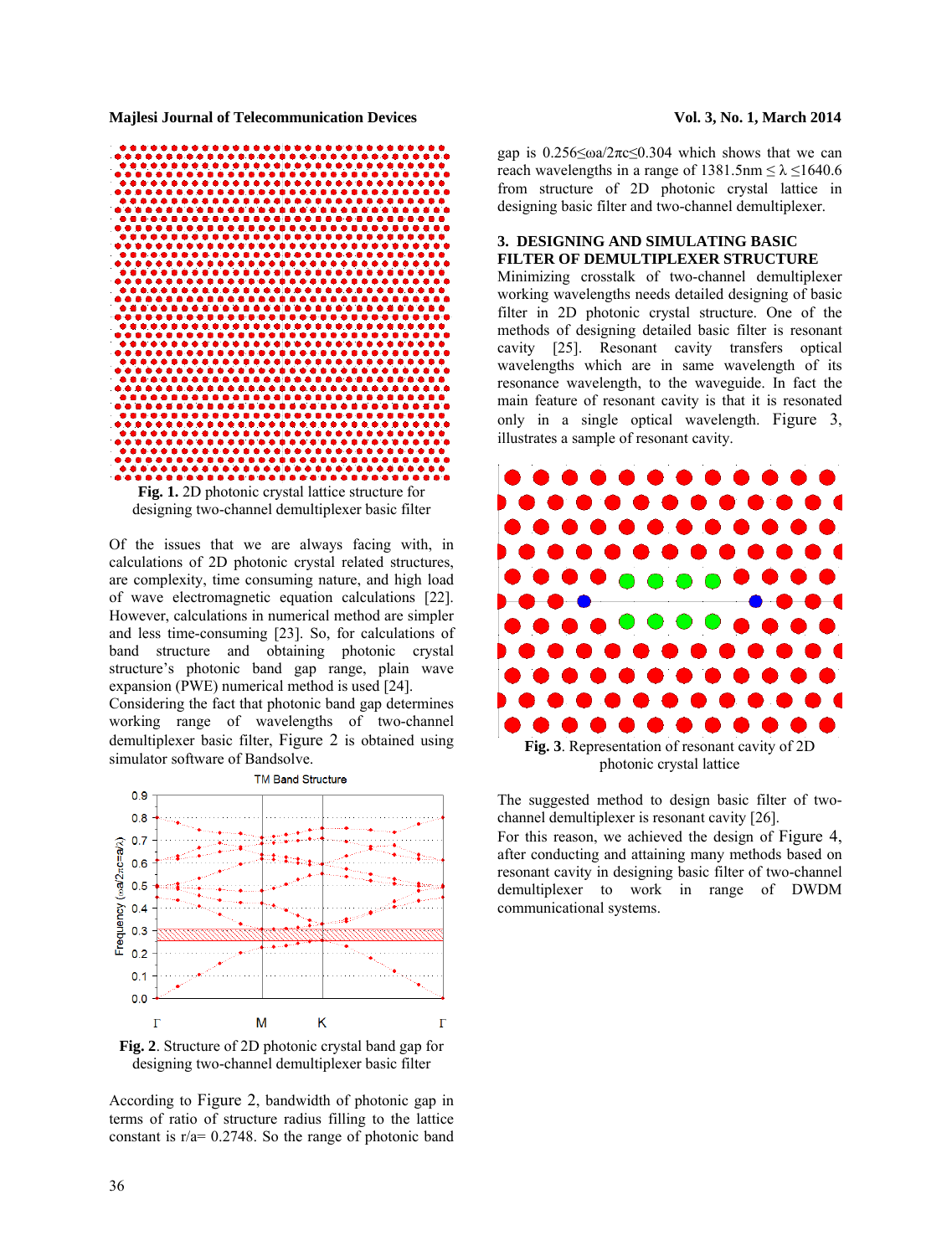Fig. 1. 2D photonic crystal lattice structure for designing two-channel demultiplexer basic filter

Of the issues that we are always facing with, in calculations of 2D photonic crystal related structures, are complexity, time consuming nature, and high load of wave electromagnetic equation calculations [22]. However, calculations in numerical method are simpler and less time-consuming [23]. So, for calculations of band structure and obtaining photonic crystal structure's photonic band gap range, plain wave expansion (PWE) numerical method is used [24].

Considering the fact that photonic band gap determines working range of wavelengths of two-channel demultiplexer basic filter, Figure 2 is obtained using simulator software of Bandsolve.

Fig. 2. Structure of 2D photonic crystal band gap for designing two-channel demultiplexer basic filter

According to Figure 2, bandwidth of photonic gap in terms of ratio of structure radius filling to the lattice constant is r/a= 0.2748. So the range of photonic band gap is $0.256 \leq \omega a/2\pi c \leq 0.304$ which shows that we can reach wavelengths in a range of $1381.5\text{nm} \leq \lambda \leq 1640.6$ from structure of 2D photonic crystal lattice in designing basic filter and two-channel demultiplexer.

## 3. DESIGNING AND SIMULATING BASIC FILTER OF DEMULTIPLEXER STRUCTURE

Minimizing crosstalk of two-channel demultiplexer working wavelengths needs detailed designing of basic filter in 2D photonic crystal structure. One of the methods of designing detailed basic filter is resonant cavity [25]. Resonant cavity transfers optical wavelengths which are in same wavelength of its resonance wavelength, to the waveguide. In fact the main feature of resonant cavity is that it is resonated only in a single optical wavelength. Figure 3, illustrates a sample of resonant cavity.

Fig. 3. Representation of resonant cavity of 2D photonic crystal lattice

The suggested method to design basic filter of two-channel demultiplexer is resonant cavity [26].

For this reason, we achieved the design of Figure 4, after conducting and attaining many methods based on resonant cavity in designing basic filter of two-channel demultiplexer to work in range of DWDM communicational systems.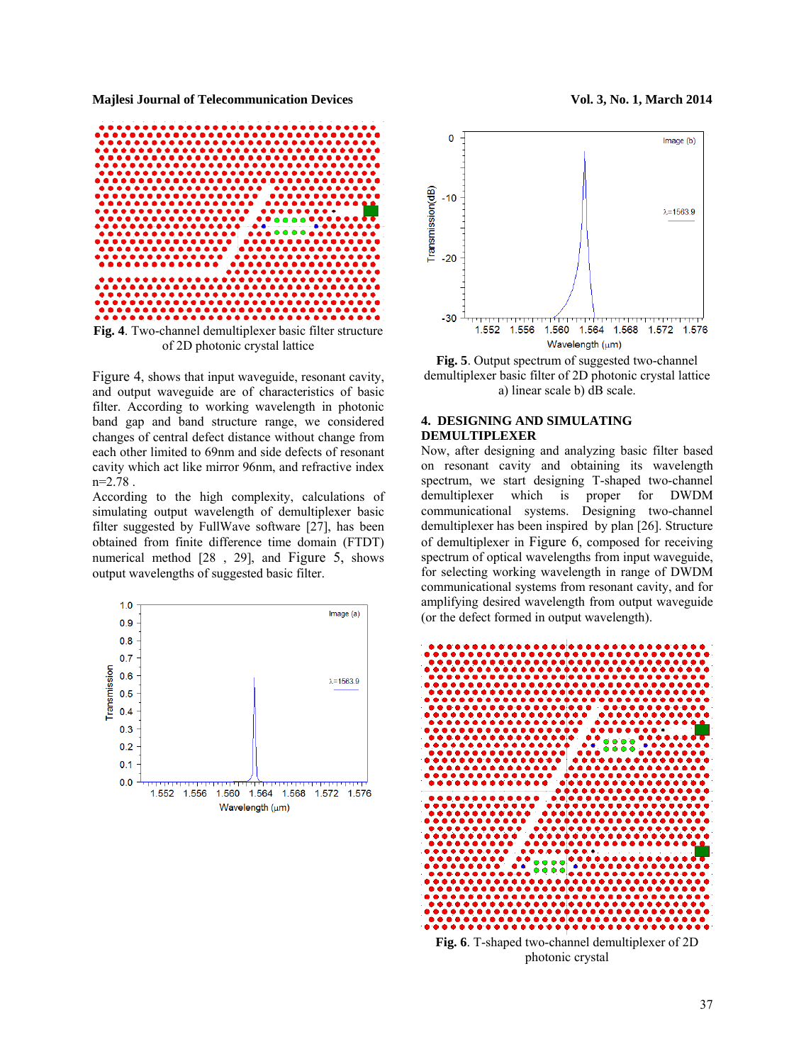Fig. 4. Two-channel demultiplexer basic filter structure of 2D photonic crystal lattice

Figure 4, shows that input waveguide, resonant cavity, and output waveguide are of characteristics of basic filter. According to working wavelength in photonic band gap and band structure range, we considered changes of central defect distance without change from each other limited to 69nm and side defects of resonant cavity which act like mirror 96nm, and refractive index n=2.78 .

According to the high complexity, calculations of simulating output wavelength of demultiplexer basic filter suggested by FullWave software [27], has been obtained from finite difference time domain (FTDT) numerical method [28 , 29], and Figure 5, shows output wavelengths of suggested basic filter.

**Fig. 5**. Output spectrum of suggested two-channel demultiplexer basic filter of 2D photonic crystal lattice a) linear scale b) dB scale.

## 4. DESIGNING AND SIMULATING DEMULTIPLEXER

Now, after designing and analyzing basic filter based on resonant cavity and obtaining its wavelength spectrum, we start designing T-shaped two-channel demultiplexer which is proper for DWDM communicational systems. Designing two-channel demultiplexer has been inspired by plan [26]. Structure of demultiplexer in Figure 6, composed for receiving spectrum of optical wavelengths from input waveguide, for selecting working wavelength in range of DWDM communicational systems from resonant cavity, and for amplifying desired wavelength from output waveguide (or the defect formed in output wavelength).

**Fig. 6**. T-shaped two-channel demultiplexer of 2D photonic crystal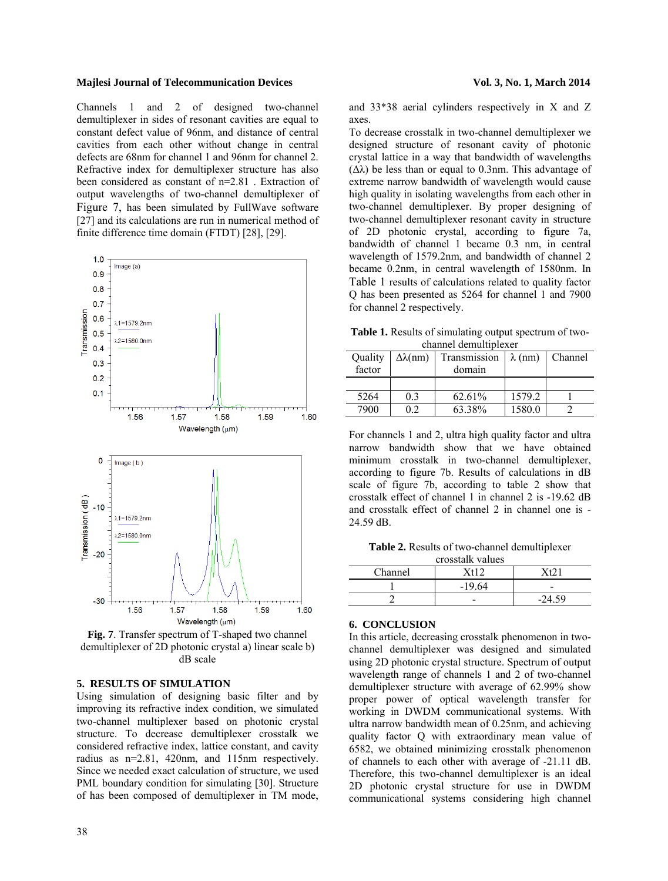Channels 1 and 2 of designed two-channel demultiplexer in sides of resonant cavities are equal to constant defect value of 96nm, and distance of central cavities from each other without change in central defects are 68nm for channel 1 and 96nm for channel 2. Refractive index for demultiplexer structure has also been considered as constant of n=2.81 . Extraction of output wavelengths of two-channel demultiplexer of Figure 7, has been simulated by FullWave software [27] and its calculations are run in numerical method of finite difference time domain (FDTD) [28], [29].

**Fig. 7**. Transfer spectrum of T-shaped two channel demultiplexer of 2D photonic crystal a) linear scale b) dB scale

## 5. RESULTS OF SIMULATION

Using simulation of designing basic filter and by improving its refractive index condition, we simulated two-channel multiplexer based on photonic crystal structure. To decrease demultiplexer crosstalk we considered refractive index, lattice constant, and cavity radius as n=2.81, 420nm, and 115nm respectively. Since we needed exact calculation of structure, we used PML boundary condition for simulating [30]. Structure of has been composed of demultiplexer in TM mode, and 33*38 aerial cylinders respectively in X and Z axes.

To decrease crosstalk in two-channel demultiplexer we designed structure of resonant cavity of photonic crystal lattice in a way that bandwidth of wavelengths ($\Delta\lambda$) be less than or equal to 0.3nm. This advantage of extreme narrow bandwidth of wavelength would cause high quality in isolating wavelengths from each other in two-channel demultiplexer. By proper designing of two-channel demultiplexer resonant cavity in structure of 2D photonic crystal, according to figure 7a, bandwidth of channel 1 became 0.3 nm, in central wavelength of 1579.2nm, and bandwidth of channel 2 became 0.2nm, in central wavelength of 1580nm. In Table 1 results of calculations related to quality factor Q has been presented as 5264 for channel 1 and 7900 for channel 2 respectively.

**Table 1.** Results of simulating output spectrum of two-channel demultiplexer

| Quality factor | $\Delta\lambda$(nm) | Transmission domain | $\lambda$ (nm) | Channel |
|---|---|---|---|---|
| 5264 | 0.3 | 62.61% | 1579.2 | 1 |
| 7900 | 0.2 | 63.38% | 1580.0 | 2 |

For channels 1 and 2, ultra high quality factor and ultra narrow bandwidth show that we have obtained minimum crosstalk in two-channel demultiplexer, according to figure 7b. Results of calculations in dB scale of figure 7b, according to table 2 show that crosstalk effect of channel 1 in channel 2 is -19.62 dB and crosstalk effect of channel 2 in channel one is -24.59 dB.

**Table 2.** Results of two-channel demultiplexer crosstalk values

| Channel | Xt12 | Xt21 |
|---|---|---|
| 1 | -19.64 | - |
| 2 | - | -24.59 |

## 6. CONCLUSION

In this article, decreasing crosstalk phenomenon in two-channel demultiplexer was designed and simulated using 2D photonic crystal structure. Spectrum of output wavelength range of channels 1 and 2 of two-channel demultiplexer structure with average of 62.99% show proper power of optical wavelength transfer for working in DWDM communicational systems. With ultra narrow bandwidth mean of 0.25nm, and achieving quality factor Q with extraordinary mean value of 6582, we obtained minimizing crosstalk phenomenon of channels to each other with average of -21.11 dB. Therefore, this two-channel demultiplexer is an ideal 2D photonic crystal structure for use in DWDM communicational systems considering high channel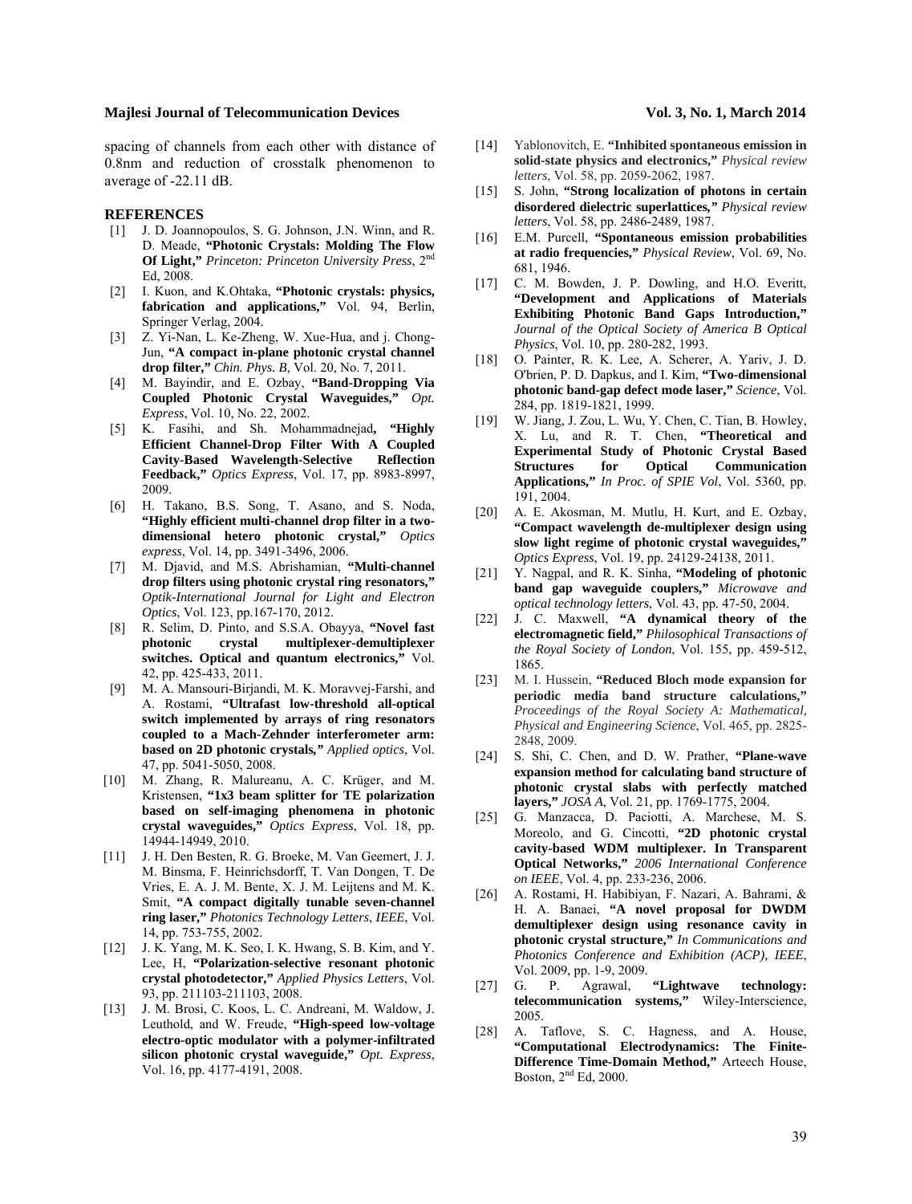spacing of channels from each other with distance of 0.8nm and reduction of crosstalk phenomenon to average of -22.11 dB.

## REFERENCES

[1] J. D. Joannopoulos, S. G. Johnson, J.N. Winn, and R. D. Meade, **"Photonic Crystals: Molding The Flow Of Light,"** *Princeton: Princeton University Press*, 2nd Ed, 2008.

[2] I. Kuon, and K.Ohtaka, **"Photonic crystals: physics, fabrication and applications,"** Vol. 94, Berlin, Springer Verlag, 2004.

[3] Z. Yi-Nan, L. Ke-Zheng, W. Xue-Hua, and j. Chong-Jun, **"A compact in-plane photonic crystal channel drop filter,"** *Chin. Phys. B*, Vol. 20, No. 7, 2011.

[4] M. Bayindir, and E. Ozbay, **"Band-Dropping Via Coupled Photonic Crystal Waveguides,"** *Opt. Express*, Vol. 10, No. 22, 2002.

[5] K. Fasihi, and Sh. Mohammadnejad**, "Highly Efficient Channel-Drop Filter With A Coupled Cavity-Based Wavelength-Selective Reflection Feedback,"** *Optics Express*, Vol. 17, pp. 8983-8997, 2009.

[6] H. Takano, B.S. Song, T. Asano, and S. Noda, **"Highly efficient multi-channel drop filter in a two-dimensional hetero photonic crystal,"** *Optics express*, Vol. 14, pp. 3491-3496, 2006.

[7] M. Djavid, and M.S. Abrishamian, **"Multi-channel drop filters using photonic crystal ring resonators,"** *Optik-International Journal for Light and Electron Optics*, Vol. 123, pp.167-170, 2012.

[8] R. Selim, D. Pinto, and S.S.A. Obayya, **"Novel fast photonic crystal multiplexer-demultiplexer switches. Optical and quantum electronics,"** Vol. 42, pp. 425-433, 2011.

[9] M. A. Mansouri-Birjandi, M. K. Moravvej-Farshi, and A. Rostami, **"Ultrafast low-threshold all-optical switch implemented by arrays of ring resonators coupled to a Mach-Zehnder interferometer arm: based on 2D photonic crystals,"** *Applied optics*, Vol. 47, pp. 5041-5050, 2008.

[10] M. Zhang, R. Malureanu, A. C. Krüger, and M. Kristensen, **"1x3 beam splitter for TE polarization based on self-imaging phenomena in photonic crystal waveguides,"** *Optics Express*, Vol. 18, pp. 14944-14949, 2010.

[11] J. H. Den Besten, R. G. Broeke, M. Van Geemert, J. J. M. Binsma, F. Heinrichsdorff, T. Van Dongen, T. De Vries, E. A. J. M. Bente, X. J. M. Leijtens and M. K. Smit, **"A compact digitally tunable seven-channel ring laser,"** *Photonics Technology Letters*, *IEEE*, Vol. 14, pp. 753-755, 2002.

[12] J. K. Yang, M. K. Seo, I. K. Hwang, S. B. Kim, and Y. Lee, H, **"Polarization-selective resonant photonic crystal photodetector,"** *Applied Physics Letters*, Vol. 93, pp. 211103-211103, 2008.

[13] J. M. Brosi, C. Koos, L. C. Andreani, M. Waldow, J. Leuthold, and W. Freude, **"High-speed low-voltage electro-optic modulator with a polymer-infiltrated silicon photonic crystal waveguide,"** *Opt. Express*, Vol. 16, pp. 4177-4191, 2008.

[14] Yablonovitch, E. **"Inhibited spontaneous emission in solid-state physics and electronics,"** *Physical review letters*, Vol. 58, pp. 2059-2062, 1987.

[15] S. John, **"Strong localization of photons in certain disordered dielectric superlattices,"** *Physical review letters*, Vol. 58, pp. 2486-2489, 1987.

[16] E.M. Purcell, **"Spontaneous emission probabilities at radio frequencies,"** *Physical Review*, Vol. 69, No. 681, 1946.

[17] C. M. Bowden, J. P. Dowling, and H.O. Everitt, **"Development and Applications of Materials Exhibiting Photonic Band Gaps Introduction,"** *Journal of the Optical Society of America B Optical Physics*, Vol. 10, pp. 280-282, 1993.

[18] O. Painter, R. K. Lee, A. Scherer, A. Yariv, J. D. O'brien, P. D. Dapkus, and I. Kim, **"Two-dimensional photonic band-gap defect mode laser,"** *Science*, Vol. 284, pp. 1819-1821, 1999.

[19] W. Jiang, J. Zou, L. Wu, Y. Chen, C. Tian, B. Howley, X. Lu, and R. T. Chen, **"Theoretical and Experimental Study of Photonic Crystal Based Structures for Optical Communication Applications,"** *In Proc. of SPIE Vol*, Vol. 5360, pp. 191, 2004.

[20] A. E. Akosman, M. Mutlu, H. Kurt, and E. Ozbay, **"Compact wavelength de-multiplexer design using slow light regime of photonic crystal waveguides,"** *Optics Express*, Vol. 19, pp. 24129-24138, 2011.

[21] Y. Nagpal, and R. K. Sinha, **"Modeling of photonic band gap waveguide couplers,"** *Microwave and optical technology letters*, Vol. 43, pp. 47-50, 2004.

[22] J. C. Maxwell, **"A dynamical theory of the electromagnetic field,"** *Philosophical Transactions of the Royal Society of London*, Vol. 155, pp. 459-512, 1865.

[23] M. I. Hussein, **"Reduced Bloch mode expansion for periodic media band structure calculations,"** *Proceedings of the Royal Society A: Mathematical, Physical and Engineering Science*, Vol. 465, pp. 2825-2848, 2009.

[24] S. Shi, C. Chen, and D. W. Prather, **"Plane-wave expansion method for calculating band structure of photonic crystal slabs with perfectly matched layers,"** *JOSA A*, Vol. 21, pp. 1769-1775, 2004.

[25] G. Manzacca, D. Paciotti, A. Marchese, M. S. Moreolo, and G. Cincotti, **"2D photonic crystal cavity-based WDM multiplexer. In Transparent Optical Networks,"** *2006 International Conference on IEEE*, Vol. 4, pp. 233-236, 2006.

[26] A. Rostami, H. Habibiyan, F. Nazari, A. Bahrami, & H. A. Banaei, **"A novel proposal for DWDM demultiplexer design using resonance cavity in photonic crystal structure,"** *In Communications and Photonics Conference and Exhibition (ACP), IEEE*, Vol. 2009, pp. 1-9, 2009.

[27] G. P. Agrawal, **"Lightwave technology: telecommunication systems,"** Wiley-Interscience, 2005.

[28] A. Taflove, S. C. Hagness, and A. House, **"Computational Electrodynamics: The Finite-Difference Time-Domain Method,"** Arteech House, Boston, 2nd Ed, 2000.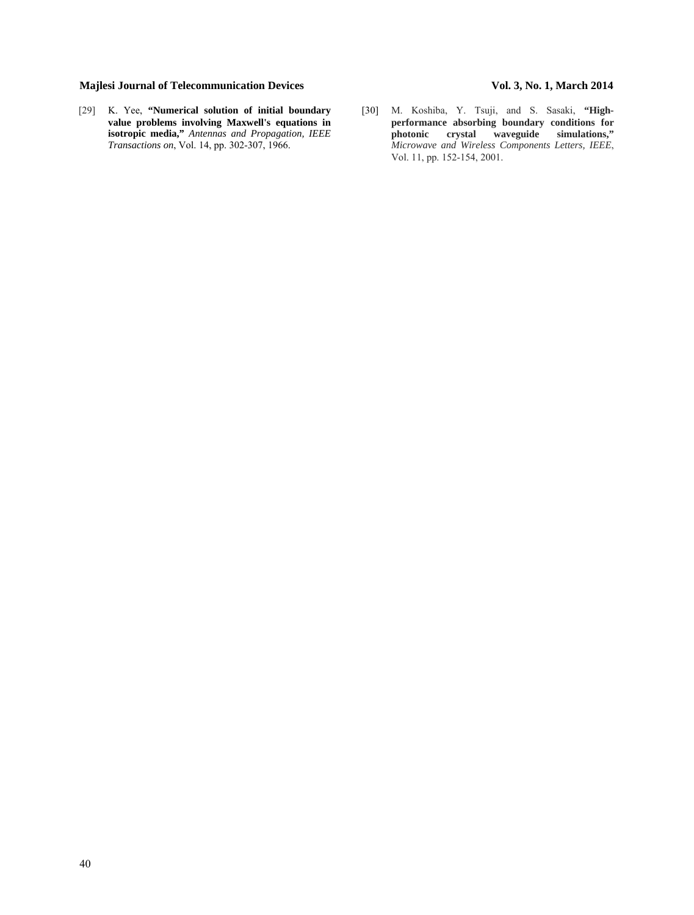[29] K. Yee, **"Numerical solution of initial boundary value problems involving Maxwell's equations in isotropic media,"** *Antennas and Propagation, IEEE Transactions on*, Vol. 14, pp. 302-307, 1966.

[30] M. Koshiba, Y. Tsuji, and S. Sasaki, **"High-performance absorbing boundary conditions for photonic crystal waveguide simulations,"** *Microwave and Wireless Components Letters, IEEE*, Vol. 11, pp. 152-154, 2001.